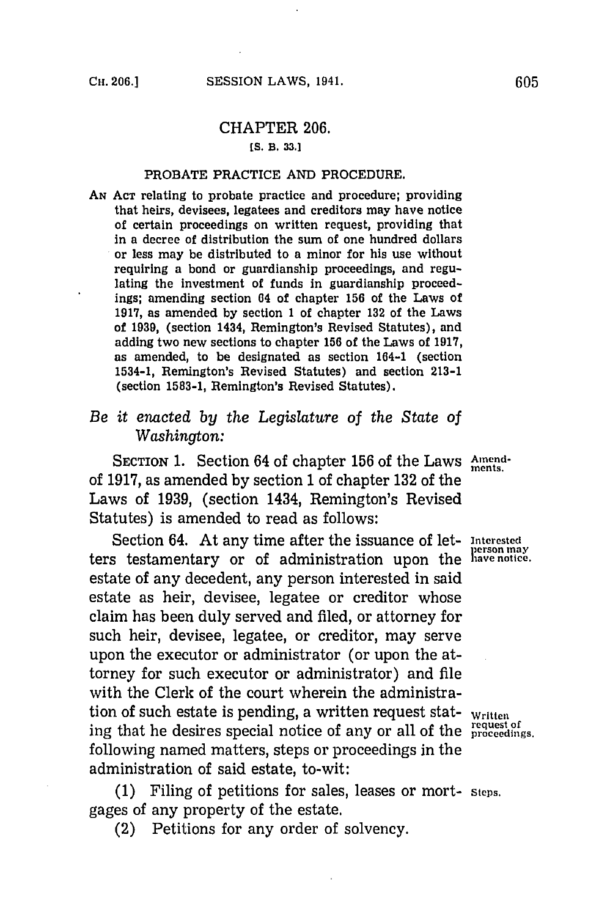# CHAPTER 206.

[S. B. 33.]

## PROBATE PRACTICE AND PROCEDURE.

AN ACT relating to probate practice and procedure; providing that heirs, devisees, legatees and creditors may have notice of certain proceedings on written request, providing that in a decree of distribution the sum of one hundred dollars or less may be distributed to a minor for his use without requiring a bond or guardianship proceedings, and regulating the investment of funds in guardianship proceedings; amending section 64 of chapter 156 of the Laws of 1917, as amended by section 1 of chapter 132 of the Laws of 1939, (section 1434, Remington's Revised Statutes), and adding two new sections to chapter 156 of the Laws of 1917, as amended, to be designated as section 164-1 (section 1534-1, Remington's Revised Statutes) and section 213-1 (section 1583-1, Remington's Revised Statutes).

*Be it enacted by the Legislature of the State of Washington:*

SECTION 1. Section 64 of chapter 156 of the Laws of 1917, as amended by section 1 of chapter 132 of the Laws of 1939, (section 1434, Remington's Revised Statutes) is amended to read as follows:

Amendments.

Section 64. At any time after the issuance of letters testamentary or of administration upon the estate of any decedent, any person interested in said estate as heir, devisee, legatee or creditor whose claim has been duly served and filed, or attorney for such heir, devisee, legatee, or creditor, may serve upon the executor or administrator (or upon the attorney for such executor or administrator) and file with the Clerk of the court wherein the administration of such estate is pending, a written request stating that he desires special notice of any or all of the following named matters, steps or proceedings in the administration of said estate, to-wit:

Interested person may have notice.

Written request of proceedings.

(1) Filing of petitions for sales, leases or mortgages of any property of the estate.

Steps.

(2) Petitions for any order of solvency.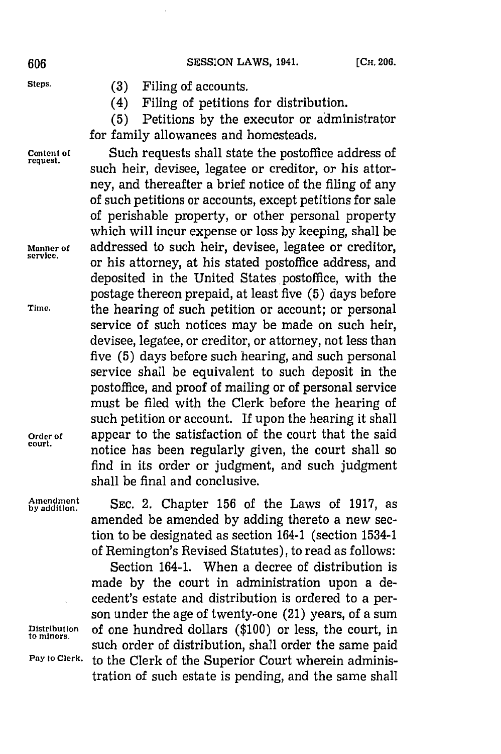Steps.

(3) Filing of accounts.

(4) Filing of petitions for distribution.

(5) Petitions by the executor or administrator for family allowances and homesteads.

Content of request.

Such requests shall state the postoffice address of such heir, devisee, legatee or creditor, or his attorney, and thereafter a brief notice of the filing of any of such petitions or accounts, except petitions for sale of perishable property, or other personal property which will incur expense or loss by keeping, shall be addressed to such heir, devisee, legatee or creditor, or his attorney, at his stated postoffice address, and deposited in the United States postoffice, with the postage thereon prepaid, at least five (5) days before the hearing of such petition or account; or personal service of such notices may be made on such heir, devisee, legatee, or creditor, or attorney, not less than five (5) days before such hearing, and such personal service shall be equivalent to such deposit in the postoffice, and proof of mailing or of personal service must be filed with the Clerk before the hearing of such petition or account. If upon the hearing it shall appear to the satisfaction of the court that the said notice has been regularly given, the court shall so find in its order or judgment, and such judgment shall be final and conclusive.

Manner of service.

Time.

Order of court.

Amendment by addition.

SEC. 2. Chapter 156 of the Laws of 1917, as amended be amended by adding thereto a new section to be designated as section 164-1 (section 1534-1 of Remington's Revised Statutes), to read as follows:

Section 164-1. When a decree of distribution is made by the court in administration upon a decedent's estate and distribution is ordered to a person under the age of twenty-one (21) years, of a sum of one hundred dollars ($100) or less, the court, in such order of distribution, shall order the same paid to the Clerk of the Superior Court wherein administration of such estate is pending, and the same shall

Distribution to minors.

Pay to Clerk.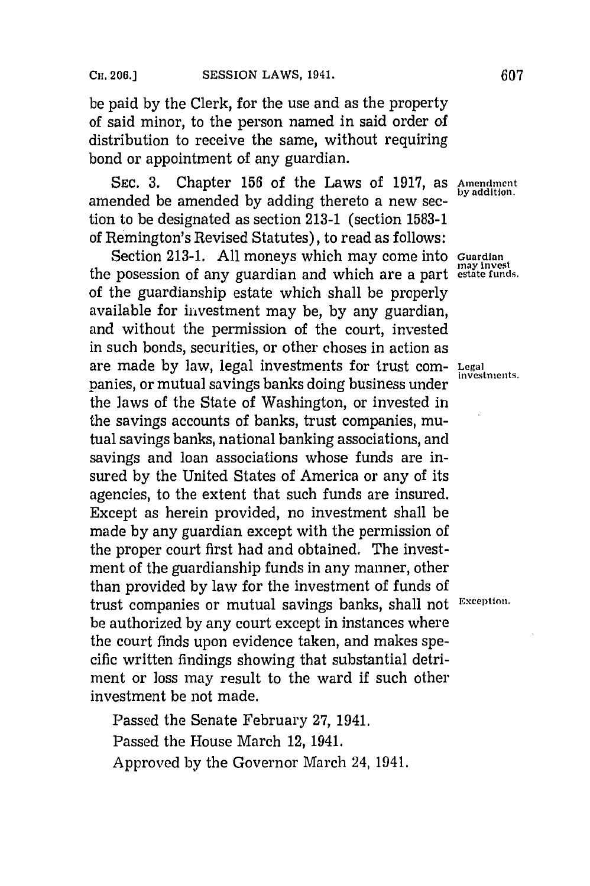be paid by the Clerk, for the use and as the property of said minor, to the person named in said order of distribution to receive the same, without requiring bond or appointment of any guardian.

SEC. 3. Chapter 156 of the Laws of 1917, as amended be amended by adding thereto a new section to be designated as section 213-1 (section 1583-1 of Remington's Revised Statutes), to read as follows:

Amendment by addition.

Section 213-1. All moneys which may come into the posession of any guardian and which are a part of the guardianship estate which shall be properly available for investment may be, by any guardian, and without the permission of the court, invested in such bonds, securities, or other choses in action as are made by law, legal investments for trust companies, or mutual savings banks doing business under the laws of the State of Washington, or invested in the savings accounts of banks, trust companies, mutual savings banks, national banking associations, and savings and loan associations whose funds are insured by the United States of America or any of its agencies, to the extent that such funds are insured. Except as herein provided, no investment shall be made by any guardian except with the permission of the proper court first had and obtained. The investment of the guardianship funds in any manner, other than provided by law for the investment of funds of trust companies or mutual savings banks, shall not be authorized by any court except in instances where the court finds upon evidence taken, and makes specific written findings showing that substantial detriment or loss may result to the ward if such other investment be not made.

Guardian may invest estate funds.

Legal investments.

Exception.

Passed the Senate February 27, 1941.

Passed the House March 12, 1941.

Approved by the Governor March 24, 1941.